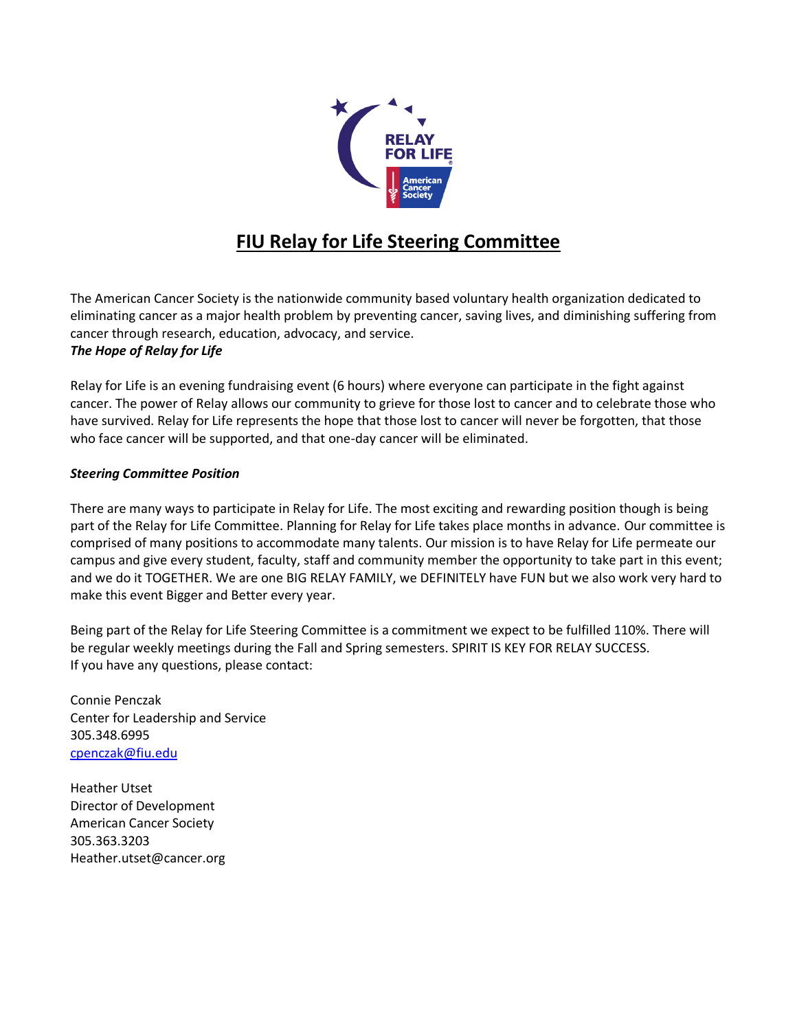# FIU Relay for Life Steering Committee

The American Cancer Society is the nationwide community based voluntary health organization dedicated to eliminating cancer as a major health problem by preventing cancer, saving lives, and diminishing suffering from cancer through research, education, advocacy, and service.

***The Hope of Relay for Life***

Relay for Life is an evening fundraising event (6 hours) where everyone can participate in the fight against cancer. The power of Relay allows our community to grieve for those lost to cancer and to celebrate those who have survived. Relay for Life represents the hope that those lost to cancer will never be forgotten, that those who face cancer will be supported, and that one-day cancer will be eliminated.

***Steering Committee Position***

There are many ways to participate in Relay for Life. The most exciting and rewarding position though is being part of the Relay for Life Committee. Planning for Relay for Life takes place months in advance. Our committee is comprised of many positions to accommodate many talents. Our mission is to have Relay for Life permeate our campus and give every student, faculty, staff and community member the opportunity to take part in this event; and we do it TOGETHER. We are one BIG RELAY FAMILY, we DEFINITELY have FUN but we also work very hard to make this event Bigger and Better every year.

Being part of the Relay for Life Steering Committee is a commitment we expect to be fulfilled 110%. There will be regular weekly meetings during the Fall and Spring semesters. SPIRIT IS KEY FOR RELAY SUCCESS.
If you have any questions, please contact:

Connie Penczak
Center for Leadership and Service
305.348.6995
cpenczak@fiu.edu

Heather Utset
Director of Development
American Cancer Society
305.363.3203
Heather.utset@cancer.org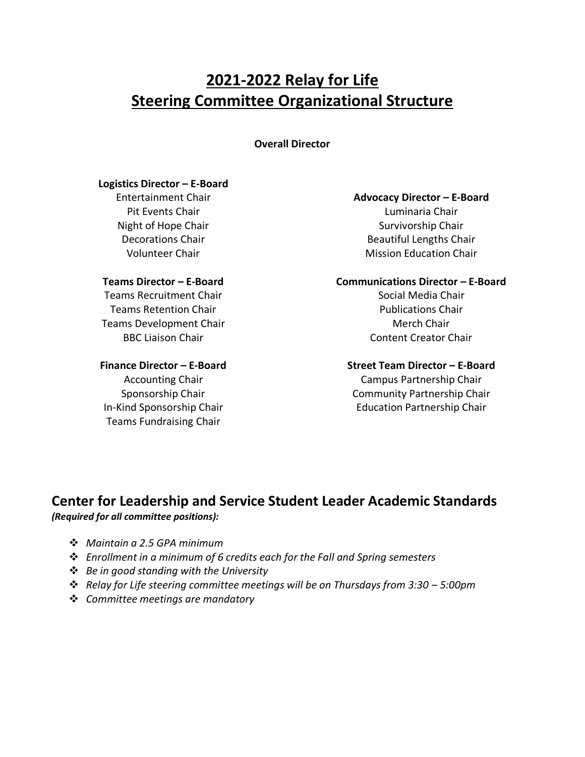# 2021-2022 Relay for Life Steering Committee Organizational Structure

**Overall Director**

**Logistics Director – E-Board**
Entertainment Chair
Pit Events Chair
Night of Hope Chair
Decorations Chair
Volunteer Chair

**Teams Director – E-Board**
Teams Recruitment Chair
Teams Retention Chair
Teams Development Chair
BBC Liaison Chair

**Finance Director – E-Board**
Accounting Chair
Sponsorship Chair
In-Kind Sponsorship Chair
Teams Fundraising Chair

**Advocacy Director – E-Board**
Luminaria Chair
Survivorship Chair
Beautiful Lengths Chair
Mission Education Chair

**Communications Director – E-Board**
Social Media Chair
Publications Chair
Merch Chair
Content Creator Chair

**Street Team Director – E-Board**
Campus Partnership Chair
Community Partnership Chair
Education Partnership Chair

## Center for Leadership and Service Student Leader Academic Standards

***(Required for all committee positions):***

- *Maintain a 2.5 GPA minimum*
- *Enrollment in a minimum of 6 credits each for the Fall and Spring semesters*
- *Be in good standing with the University*
- *Relay for Life steering committee meetings will be on Thursdays from 3:30 – 5:00pm*
- *Committee meetings are mandatory*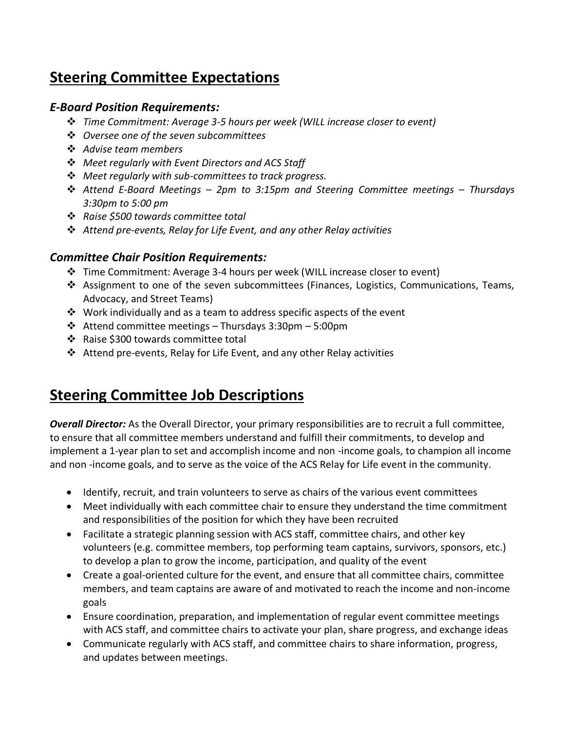## Steering Committee Expectations

### *E-Board Position Requirements:*

- *Time Commitment: Average 3-5 hours per week (WILL increase closer to event)*
- *Oversee one of the seven subcommittees*
- *Advise team members*
- *Meet regularly with Event Directors and ACS Staff*
- *Meet regularly with sub-committees to track progress.*
- *Attend E-Board Meetings – 2pm to 3:15pm and Steering Committee meetings – Thursdays 3:30pm to 5:00 pm*
- *Raise $500 towards committee total*
- *Attend pre-events, Relay for Life Event, and any other Relay activities*

### *Committee Chair Position Requirements:*

- Time Commitment: Average 3-4 hours per week (WILL increase closer to event)
- Assignment to one of the seven subcommittees (Finances, Logistics, Communications, Teams, Advocacy, and Street Teams)
- Work individually and as a team to address specific aspects of the event
- Attend committee meetings – Thursdays 3:30pm – 5:00pm
- Raise $300 towards committee total
- Attend pre-events, Relay for Life Event, and any other Relay activities

## Steering Committee Job Descriptions

***Overall Director:*** As the Overall Director, your primary responsibilities are to recruit a full committee, to ensure that all committee members understand and fulfill their commitments, to develop and implement a 1-year plan to set and accomplish income and non -income goals, to champion all income and non -income goals, and to serve as the voice of the ACS Relay for Life event in the community.

- Identify, recruit, and train volunteers to serve as chairs of the various event committees
- Meet individually with each committee chair to ensure they understand the time commitment and responsibilities of the position for which they have been recruited
- Facilitate a strategic planning session with ACS staff, committee chairs, and other key volunteers (e.g. committee members, top performing team captains, survivors, sponsors, etc.) to develop a plan to grow the income, participation, and quality of the event
- Create a goal-oriented culture for the event, and ensure that all committee chairs, committee members, and team captains are aware of and motivated to reach the income and non-income goals
- Ensure coordination, preparation, and implementation of regular event committee meetings with ACS staff, and committee chairs to activate your plan, share progress, and exchange ideas
- Communicate regularly with ACS staff, and committee chairs to share information, progress, and updates between meetings.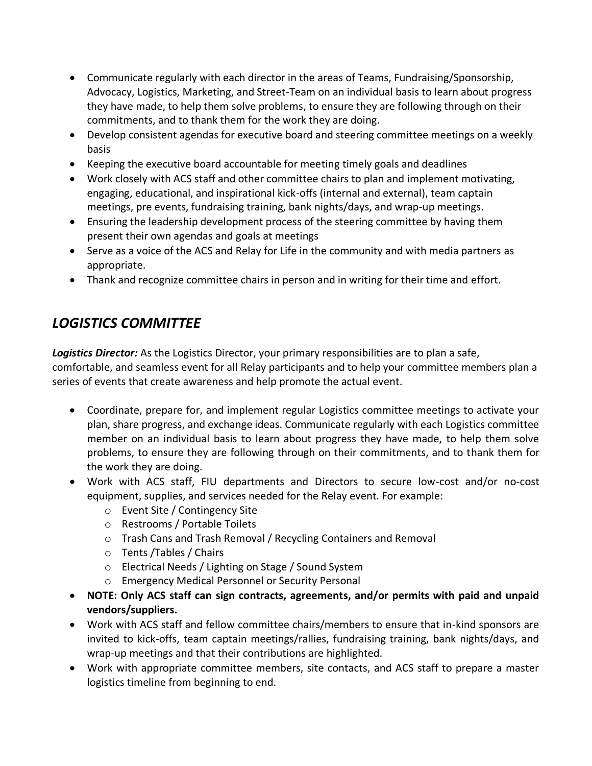- Communicate regularly with each director in the areas of Teams, Fundraising/Sponsorship, Advocacy, Logistics, Marketing, and Street-Team on an individual basis to learn about progress they have made, to help them solve problems, to ensure they are following through on their commitments, and to thank them for the work they are doing.
- Develop consistent agendas for executive board and steering committee meetings on a weekly basis
- Keeping the executive board accountable for meeting timely goals and deadlines
- Work closely with ACS staff and other committee chairs to plan and implement motivating, engaging, educational, and inspirational kick-offs (internal and external), team captain meetings, pre events, fundraising training, bank nights/days, and wrap-up meetings.
- Ensuring the leadership development process of the steering committee by having them present their own agendas and goals at meetings
- Serve as a voice of the ACS and Relay for Life in the community and with media partners as appropriate.
- Thank and recognize committee chairs in person and in writing for their time and effort.

## *LOGISTICS COMMITTEE*

***Logistics Director:*** As the Logistics Director, your primary responsibilities are to plan a safe, comfortable, and seamless event for all Relay participants and to help your committee members plan a series of events that create awareness and help promote the actual event.

- Coordinate, prepare for, and implement regular Logistics committee meetings to activate your plan, share progress, and exchange ideas. Communicate regularly with each Logistics committee member on an individual basis to learn about progress they have made, to help them solve problems, to ensure they are following through on their commitments, and to thank them for the work they are doing.
- Work with ACS staff, FIU departments and Directors to secure low-cost and/or no-cost equipment, supplies, and services needed for the Relay event. For example:
  - Event Site / Contingency Site
  - Restrooms / Portable Toilets
  - Trash Cans and Trash Removal / Recycling Containers and Removal
  - Tents /Tables / Chairs
  - Electrical Needs / Lighting on Stage / Sound System
  - Emergency Medical Personnel or Security Personal
- **NOTE: Only ACS staff can sign contracts, agreements, and/or permits with paid and unpaid vendors/suppliers.**
- Work with ACS staff and fellow committee chairs/members to ensure that in-kind sponsors are invited to kick-offs, team captain meetings/rallies, fundraising training, bank nights/days, and wrap-up meetings and that their contributions are highlighted.
- Work with appropriate committee members, site contacts, and ACS staff to prepare a master logistics timeline from beginning to end.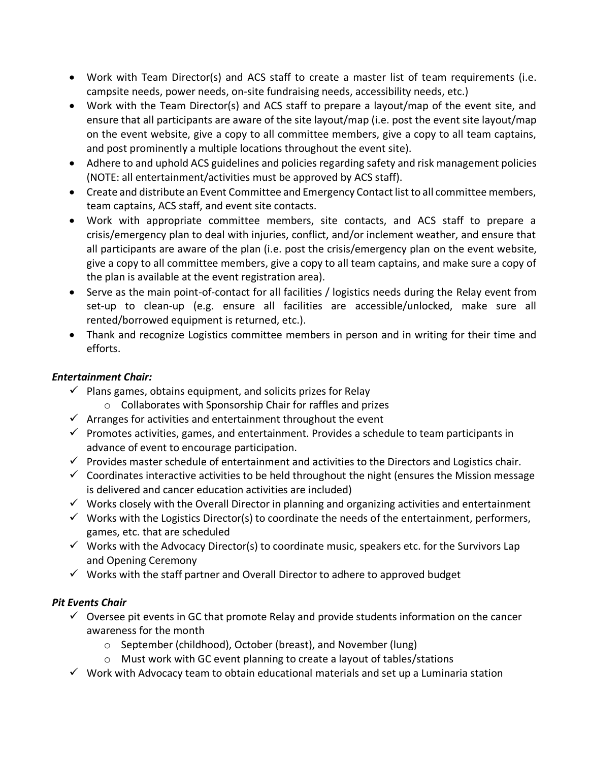- Work with Team Director(s) and ACS staff to create a master list of team requirements (i.e. campsite needs, power needs, on-site fundraising needs, accessibility needs, etc.)
- Work with the Team Director(s) and ACS staff to prepare a layout/map of the event site, and ensure that all participants are aware of the site layout/map (i.e. post the event site layout/map on the event website, give a copy to all committee members, give a copy to all team captains, and post prominently a multiple locations throughout the event site).
- Adhere to and uphold ACS guidelines and policies regarding safety and risk management policies (NOTE: all entertainment/activities must be approved by ACS staff).
- Create and distribute an Event Committee and Emergency Contact list to all committee members, team captains, ACS staff, and event site contacts.
- Work with appropriate committee members, site contacts, and ACS staff to prepare a crisis/emergency plan to deal with injuries, conflict, and/or inclement weather, and ensure that all participants are aware of the plan (i.e. post the crisis/emergency plan on the event website, give a copy to all committee members, give a copy to all team captains, and make sure a copy of the plan is available at the event registration area).
- Serve as the main point-of-contact for all facilities / logistics needs during the Relay event from set-up to clean-up (e.g. ensure all facilities are accessible/unlocked, make sure all rented/borrowed equipment is returned, etc.).
- Thank and recognize Logistics committee members in person and in writing for their time and efforts.

***Entertainment Chair:***

- ✓ Plans games, obtains equipment, and solicits prizes for Relay
  - Collaborates with Sponsorship Chair for raffles and prizes
- ✓ Arranges for activities and entertainment throughout the event
- ✓ Promotes activities, games, and entertainment. Provides a schedule to team participants in advance of event to encourage participation.
- ✓ Provides master schedule of entertainment and activities to the Directors and Logistics chair.
- ✓ Coordinates interactive activities to be held throughout the night (ensures the Mission message is delivered and cancer education activities are included)
- ✓ Works closely with the Overall Director in planning and organizing activities and entertainment
- ✓ Works with the Logistics Director(s) to coordinate the needs of the entertainment, performers, games, etc. that are scheduled
- ✓ Works with the Advocacy Director(s) to coordinate music, speakers etc. for the Survivors Lap and Opening Ceremony
- ✓ Works with the staff partner and Overall Director to adhere to approved budget

***Pit Events Chair***

- ✓ Oversee pit events in GC that promote Relay and provide students information on the cancer awareness for the month
  - September (childhood), October (breast), and November (lung)
  - Must work with GC event planning to create a layout of tables/stations
- ✓ Work with Advocacy team to obtain educational materials and set up a Luminaria station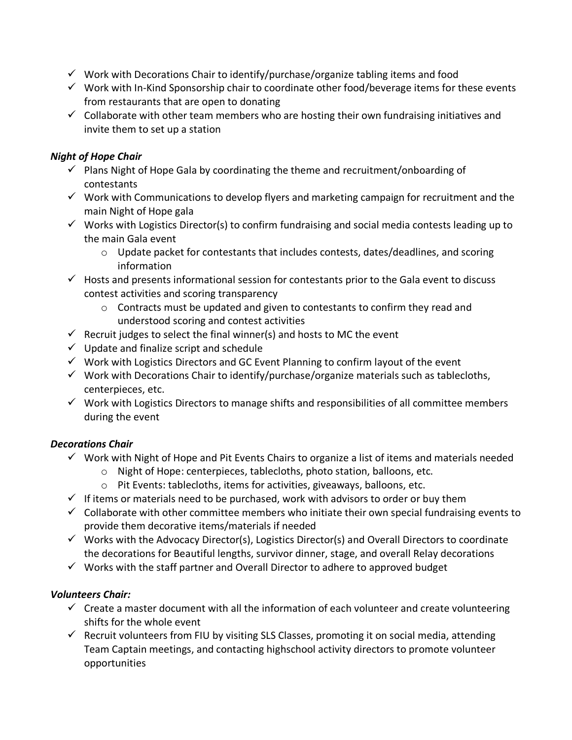- ✓ Work with Decorations Chair to identify/purchase/organize tabling items and food
- ✓ Work with In-Kind Sponsorship chair to coordinate other food/beverage items for these events from restaurants that are open to donating
- ✓ Collaborate with other team members who are hosting their own fundraising initiatives and invite them to set up a station

***Night of Hope Chair***

- ✓ Plans Night of Hope Gala by coordinating the theme and recruitment/onboarding of contestants
- ✓ Work with Communications to develop flyers and marketing campaign for recruitment and the main Night of Hope gala
- ✓ Works with Logistics Director(s) to confirm fundraising and social media contests leading up to the main Gala event
  - Update packet for contestants that includes contests, dates/deadlines, and scoring information
- ✓ Hosts and presents informational session for contestants prior to the Gala event to discuss contest activities and scoring transparency
  - Contracts must be updated and given to contestants to confirm they read and understood scoring and contest activities
- ✓ Recruit judges to select the final winner(s) and hosts to MC the event
- ✓ Update and finalize script and schedule
- ✓ Work with Logistics Directors and GC Event Planning to confirm layout of the event
- ✓ Work with Decorations Chair to identify/purchase/organize materials such as tablecloths, centerpieces, etc.
- ✓ Work with Logistics Directors to manage shifts and responsibilities of all committee members during the event

***Decorations Chair***

- ✓ Work with Night of Hope and Pit Events Chairs to organize a list of items and materials needed
  - Night of Hope: centerpieces, tablecloths, photo station, balloons, etc.
  - Pit Events: tablecloths, items for activities, giveaways, balloons, etc.
- ✓ If items or materials need to be purchased, work with advisors to order or buy them
- ✓ Collaborate with other committee members who initiate their own special fundraising events to provide them decorative items/materials if needed
- ✓ Works with the Advocacy Director(s), Logistics Director(s) and Overall Directors to coordinate the decorations for Beautiful lengths, survivor dinner, stage, and overall Relay decorations
- ✓ Works with the staff partner and Overall Director to adhere to approved budget

***Volunteers Chair:***

- ✓ Create a master document with all the information of each volunteer and create volunteering shifts for the whole event
- ✓ Recruit volunteers from FIU by visiting SLS Classes, promoting it on social media, attending Team Captain meetings, and contacting highschool activity directors to promote volunteer opportunities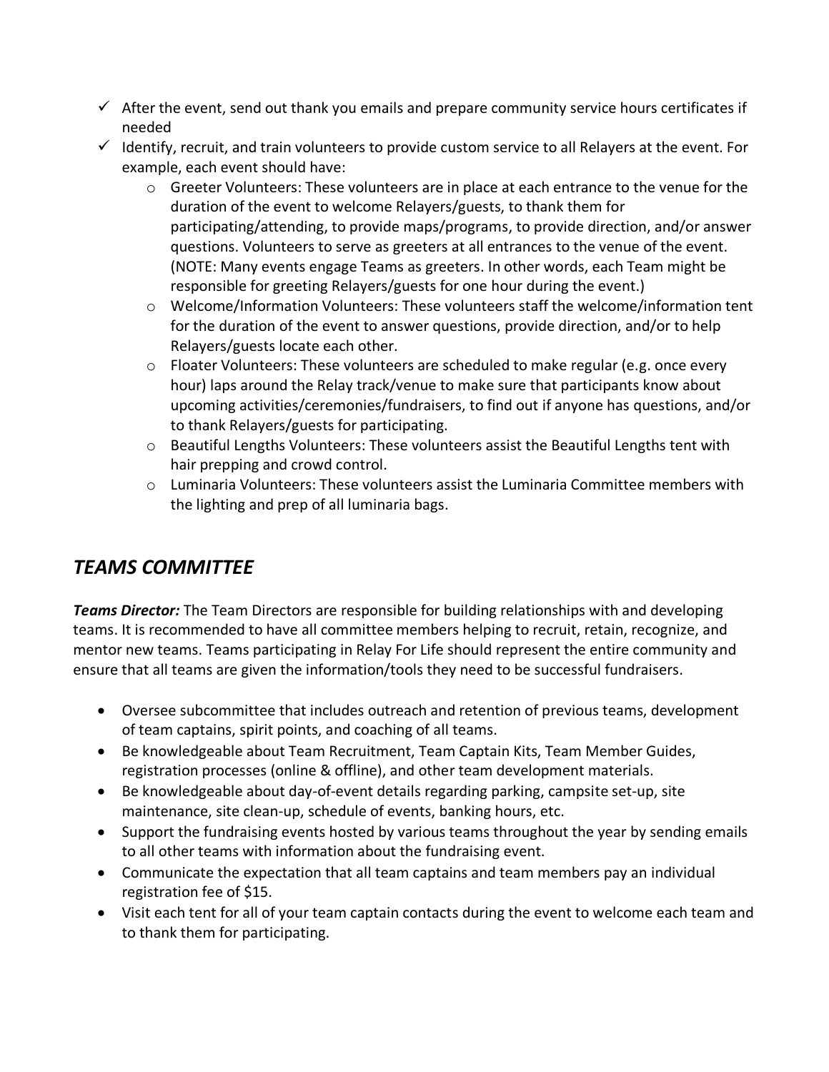- ✓ After the event, send out thank you emails and prepare community service hours certificates if needed
- ✓ Identify, recruit, and train volunteers to provide custom service to all Relayers at the event. For example, each event should have:
  - Greeter Volunteers: These volunteers are in place at each entrance to the venue for the duration of the event to welcome Relayers/guests, to thank them for participating/attending, to provide maps/programs, to provide direction, and/or answer questions. Volunteers to serve as greeters at all entrances to the venue of the event. (NOTE: Many events engage Teams as greeters. In other words, each Team might be responsible for greeting Relayers/guests for one hour during the event.)
  - Welcome/Information Volunteers: These volunteers staff the welcome/information tent for the duration of the event to answer questions, provide direction, and/or to help Relayers/guests locate each other.
  - Floater Volunteers: These volunteers are scheduled to make regular (e.g. once every hour) laps around the Relay track/venue to make sure that participants know about upcoming activities/ceremonies/fundraisers, to find out if anyone has questions, and/or to thank Relayers/guests for participating.
  - Beautiful Lengths Volunteers: These volunteers assist the Beautiful Lengths tent with hair prepping and crowd control.
  - Luminaria Volunteers: These volunteers assist the Luminaria Committee members with the lighting and prep of all luminaria bags.

## *TEAMS COMMITTEE*

***Teams Director:*** The Team Directors are responsible for building relationships with and developing teams. It is recommended to have all committee members helping to recruit, retain, recognize, and mentor new teams. Teams participating in Relay For Life should represent the entire community and ensure that all teams are given the information/tools they need to be successful fundraisers.

- Oversee subcommittee that includes outreach and retention of previous teams, development of team captains, spirit points, and coaching of all teams.
- Be knowledgeable about Team Recruitment, Team Captain Kits, Team Member Guides, registration processes (online & offline), and other team development materials.
- Be knowledgeable about day-of-event details regarding parking, campsite set-up, site maintenance, site clean-up, schedule of events, banking hours, etc.
- Support the fundraising events hosted by various teams throughout the year by sending emails to all other teams with information about the fundraising event.
- Communicate the expectation that all team captains and team members pay an individual registration fee of $15.
- Visit each tent for all of your team captain contacts during the event to welcome each team and to thank them for participating.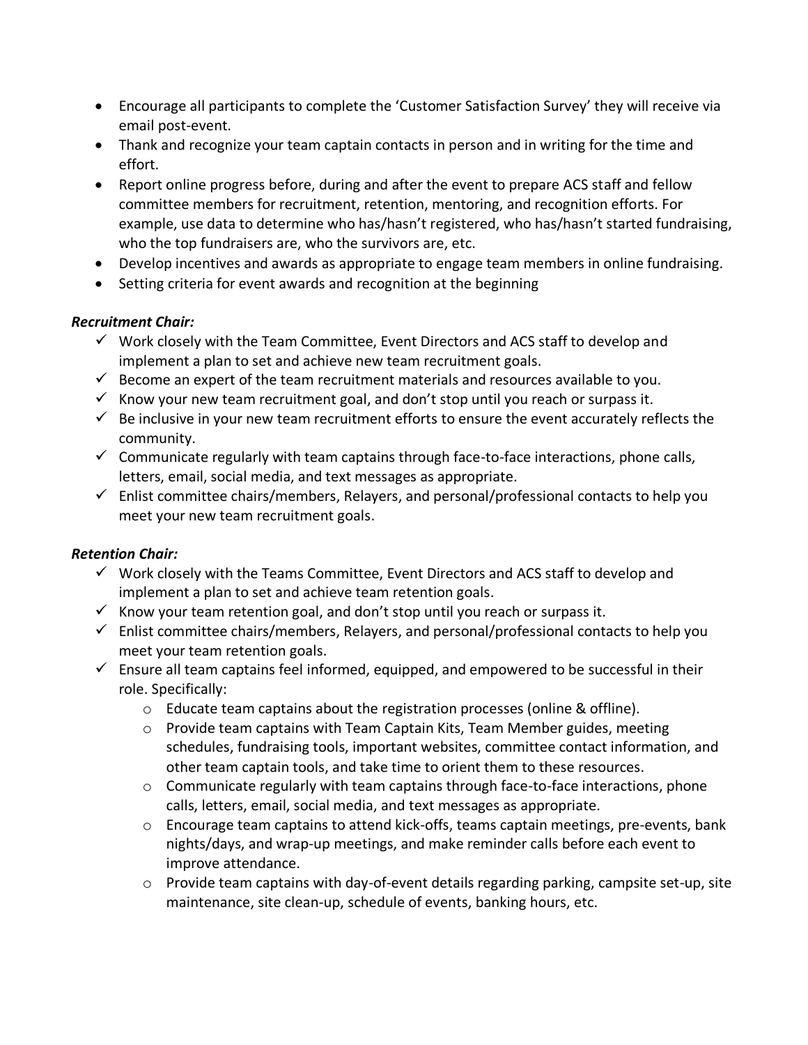- Encourage all participants to complete the 'Customer Satisfaction Survey' they will receive via email post-event.
- Thank and recognize your team captain contacts in person and in writing for the time and effort.
- Report online progress before, during and after the event to prepare ACS staff and fellow committee members for recruitment, retention, mentoring, and recognition efforts. For example, use data to determine who has/hasn't registered, who has/hasn't started fundraising, who the top fundraisers are, who the survivors are, etc.
- Develop incentives and awards as appropriate to engage team members in online fundraising.
- Setting criteria for event awards and recognition at the beginning

***Recruitment Chair:***

- ✓ Work closely with the Team Committee, Event Directors and ACS staff to develop and implement a plan to set and achieve new team recruitment goals.
- ✓ Become an expert of the team recruitment materials and resources available to you.
- ✓ Know your new team recruitment goal, and don't stop until you reach or surpass it.
- ✓ Be inclusive in your new team recruitment efforts to ensure the event accurately reflects the community.
- ✓ Communicate regularly with team captains through face-to-face interactions, phone calls, letters, email, social media, and text messages as appropriate.
- ✓ Enlist committee chairs/members, Relayers, and personal/professional contacts to help you meet your new team recruitment goals.

***Retention Chair:***

- ✓ Work closely with the Teams Committee, Event Directors and ACS staff to develop and implement a plan to set and achieve team retention goals.
- ✓ Know your team retention goal, and don't stop until you reach or surpass it.
- ✓ Enlist committee chairs/members, Relayers, and personal/professional contacts to help you meet your team retention goals.
- ✓ Ensure all team captains feel informed, equipped, and empowered to be successful in their role. Specifically:
  - Educate team captains about the registration processes (online & offline).
  - Provide team captains with Team Captain Kits, Team Member guides, meeting schedules, fundraising tools, important websites, committee contact information, and other team captain tools, and take time to orient them to these resources.
  - Communicate regularly with team captains through face-to-face interactions, phone calls, letters, email, social media, and text messages as appropriate.
  - Encourage team captains to attend kick-offs, teams captain meetings, pre-events, bank nights/days, and wrap-up meetings, and make reminder calls before each event to improve attendance.
  - Provide team captains with day-of-event details regarding parking, campsite set-up, site maintenance, site clean-up, schedule of events, banking hours, etc.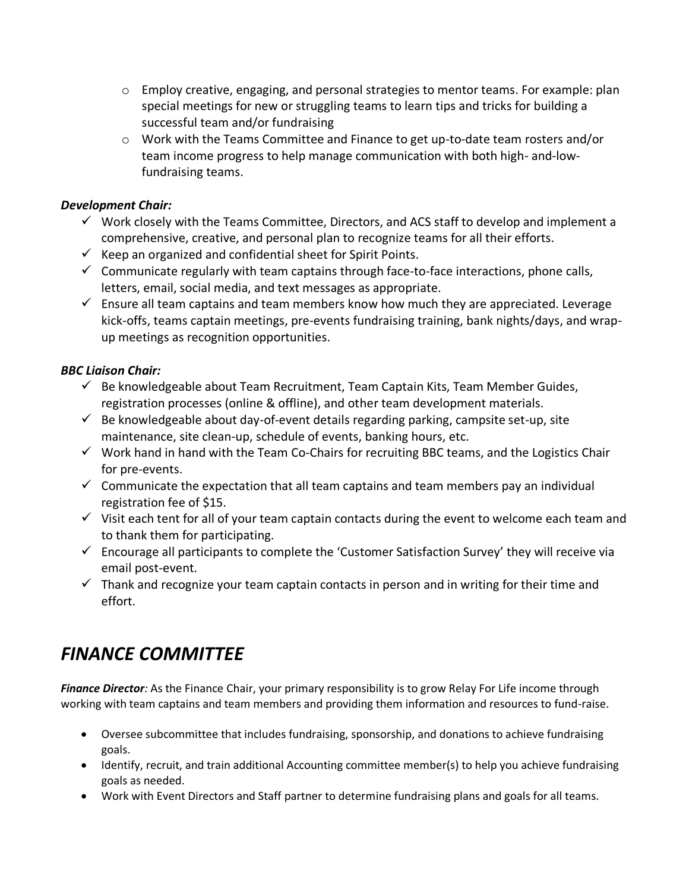- Employ creative, engaging, and personal strategies to mentor teams. For example: plan special meetings for new or struggling teams to learn tips and tricks for building a successful team and/or fundraising
  - Work with the Teams Committee and Finance to get up-to-date team rosters and/or team income progress to help manage communication with both high- and-low-fundraising teams.

***Development Chair:***

- ✓ Work closely with the Teams Committee, Directors, and ACS staff to develop and implement a comprehensive, creative, and personal plan to recognize teams for all their efforts.
- ✓ Keep an organized and confidential sheet for Spirit Points.
- ✓ Communicate regularly with team captains through face-to-face interactions, phone calls, letters, email, social media, and text messages as appropriate.
- ✓ Ensure all team captains and team members know how much they are appreciated. Leverage kick-offs, teams captain meetings, pre-events fundraising training, bank nights/days, and wrap-up meetings as recognition opportunities.

***BBC Liaison Chair:***

- ✓ Be knowledgeable about Team Recruitment, Team Captain Kits, Team Member Guides, registration processes (online & offline), and other team development materials.
- ✓ Be knowledgeable about day-of-event details regarding parking, campsite set-up, site maintenance, site clean-up, schedule of events, banking hours, etc.
- ✓ Work hand in hand with the Team Co-Chairs for recruiting BBC teams, and the Logistics Chair for pre-events.
- ✓ Communicate the expectation that all team captains and team members pay an individual registration fee of $15.
- ✓ Visit each tent for all of your team captain contacts during the event to welcome each team and to thank them for participating.
- ✓ Encourage all participants to complete the 'Customer Satisfaction Survey' they will receive via email post-event.
- ✓ Thank and recognize your team captain contacts in person and in writing for their time and effort.

# *FINANCE COMMITTEE*

***Finance Director**:* As the Finance Chair, your primary responsibility is to grow Relay For Life income through working with team captains and team members and providing them information and resources to fund-raise.

- Oversee subcommittee that includes fundraising, sponsorship, and donations to achieve fundraising goals.
- Identify, recruit, and train additional Accounting committee member(s) to help you achieve fundraising goals as needed.
- Work with Event Directors and Staff partner to determine fundraising plans and goals for all teams.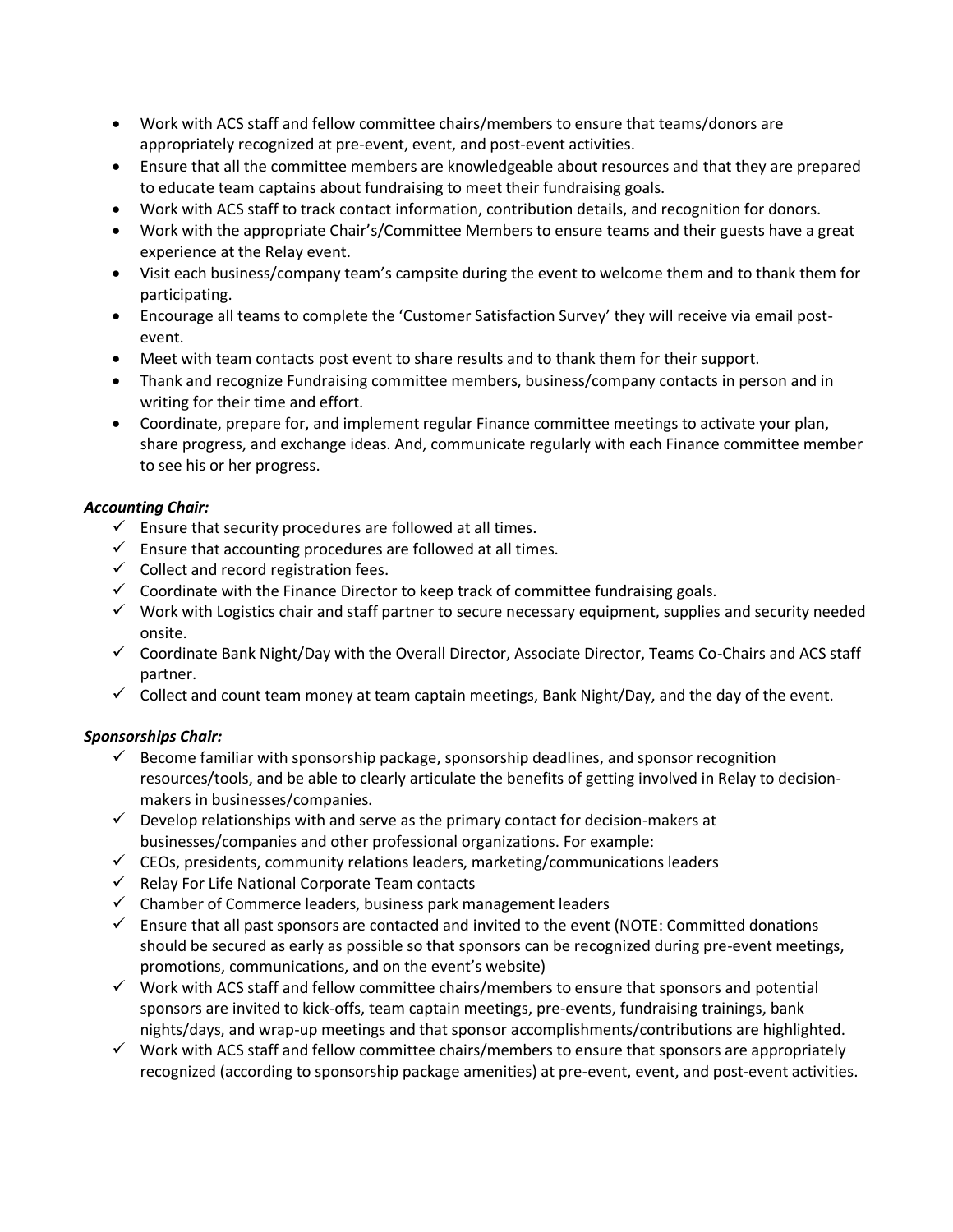- Work with ACS staff and fellow committee chairs/members to ensure that teams/donors are appropriately recognized at pre-event, event, and post-event activities.
- Ensure that all the committee members are knowledgeable about resources and that they are prepared to educate team captains about fundraising to meet their fundraising goals.
- Work with ACS staff to track contact information, contribution details, and recognition for donors.
- Work with the appropriate Chair's/Committee Members to ensure teams and their guests have a great experience at the Relay event.
- Visit each business/company team's campsite during the event to welcome them and to thank them for participating.
- Encourage all teams to complete the 'Customer Satisfaction Survey' they will receive via email post-event.
- Meet with team contacts post event to share results and to thank them for their support.
- Thank and recognize Fundraising committee members, business/company contacts in person and in writing for their time and effort.
- Coordinate, prepare for, and implement regular Finance committee meetings to activate your plan, share progress, and exchange ideas. And, communicate regularly with each Finance committee member to see his or her progress.

***Accounting Chair:***

- ✓ Ensure that security procedures are followed at all times.
- ✓ Ensure that accounting procedures are followed at all times.
- ✓ Collect and record registration fees.
- ✓ Coordinate with the Finance Director to keep track of committee fundraising goals.
- ✓ Work with Logistics chair and staff partner to secure necessary equipment, supplies and security needed onsite.
- ✓ Coordinate Bank Night/Day with the Overall Director, Associate Director, Teams Co-Chairs and ACS staff partner.
- ✓ Collect and count team money at team captain meetings, Bank Night/Day, and the day of the event.

***Sponsorships Chair:***

- ✓ Become familiar with sponsorship package, sponsorship deadlines, and sponsor recognition resources/tools, and be able to clearly articulate the benefits of getting involved in Relay to decision-makers in businesses/companies.
- ✓ Develop relationships with and serve as the primary contact for decision-makers at businesses/companies and other professional organizations. For example:
- ✓ CEOs, presidents, community relations leaders, marketing/communications leaders
- ✓ Relay For Life National Corporate Team contacts
- ✓ Chamber of Commerce leaders, business park management leaders
- ✓ Ensure that all past sponsors are contacted and invited to the event (NOTE: Committed donations should be secured as early as possible so that sponsors can be recognized during pre-event meetings, promotions, communications, and on the event's website)
- ✓ Work with ACS staff and fellow committee chairs/members to ensure that sponsors and potential sponsors are invited to kick-offs, team captain meetings, pre-events, fundraising trainings, bank nights/days, and wrap-up meetings and that sponsor accomplishments/contributions are highlighted.
- ✓ Work with ACS staff and fellow committee chairs/members to ensure that sponsors are appropriately recognized (according to sponsorship package amenities) at pre-event, event, and post-event activities.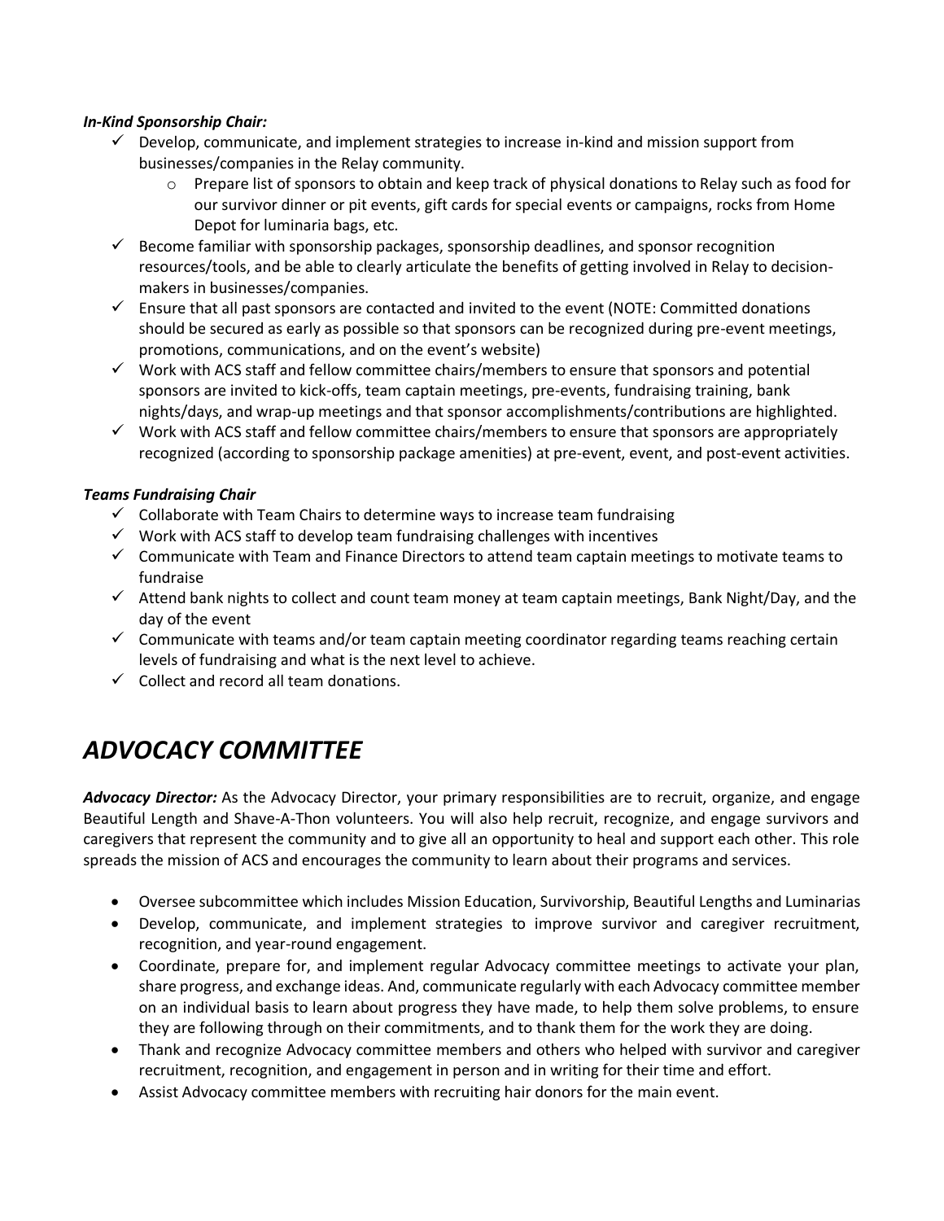***In-Kind Sponsorship Chair:***

- ✓ Develop, communicate, and implement strategies to increase in-kind and mission support from businesses/companies in the Relay community.
  - o Prepare list of sponsors to obtain and keep track of physical donations to Relay such as food for our survivor dinner or pit events, gift cards for special events or campaigns, rocks from Home Depot for luminaria bags, etc.
- ✓ Become familiar with sponsorship packages, sponsorship deadlines, and sponsor recognition resources/tools, and be able to clearly articulate the benefits of getting involved in Relay to decision-makers in businesses/companies.
- ✓ Ensure that all past sponsors are contacted and invited to the event (NOTE: Committed donations should be secured as early as possible so that sponsors can be recognized during pre-event meetings, promotions, communications, and on the event's website)
- ✓ Work with ACS staff and fellow committee chairs/members to ensure that sponsors and potential sponsors are invited to kick-offs, team captain meetings, pre-events, fundraising training, bank nights/days, and wrap-up meetings and that sponsor accomplishments/contributions are highlighted.
- ✓ Work with ACS staff and fellow committee chairs/members to ensure that sponsors are appropriately recognized (according to sponsorship package amenities) at pre-event, event, and post-event activities.

***Teams Fundraising Chair***

- ✓ Collaborate with Team Chairs to determine ways to increase team fundraising
- ✓ Work with ACS staff to develop team fundraising challenges with incentives
- ✓ Communicate with Team and Finance Directors to attend team captain meetings to motivate teams to fundraise
- ✓ Attend bank nights to collect and count team money at team captain meetings, Bank Night/Day, and the day of the event
- ✓ Communicate with teams and/or team captain meeting coordinator regarding teams reaching certain levels of fundraising and what is the next level to achieve.
- ✓ Collect and record all team donations.

# *ADVOCACY COMMITTEE*

***Advocacy Director:*** As the Advocacy Director, your primary responsibilities are to recruit, organize, and engage Beautiful Length and Shave-A-Thon volunteers. You will also help recruit, recognize, and engage survivors and caregivers that represent the community and to give all an opportunity to heal and support each other. This role spreads the mission of ACS and encourages the community to learn about their programs and services.

- Oversee subcommittee which includes Mission Education, Survivorship, Beautiful Lengths and Luminarias
- Develop, communicate, and implement strategies to improve survivor and caregiver recruitment, recognition, and year-round engagement.
- Coordinate, prepare for, and implement regular Advocacy committee meetings to activate your plan, share progress, and exchange ideas. And, communicate regularly with each Advocacy committee member on an individual basis to learn about progress they have made, to help them solve problems, to ensure they are following through on their commitments, and to thank them for the work they are doing.
- Thank and recognize Advocacy committee members and others who helped with survivor and caregiver recruitment, recognition, and engagement in person and in writing for their time and effort.
- Assist Advocacy committee members with recruiting hair donors for the main event.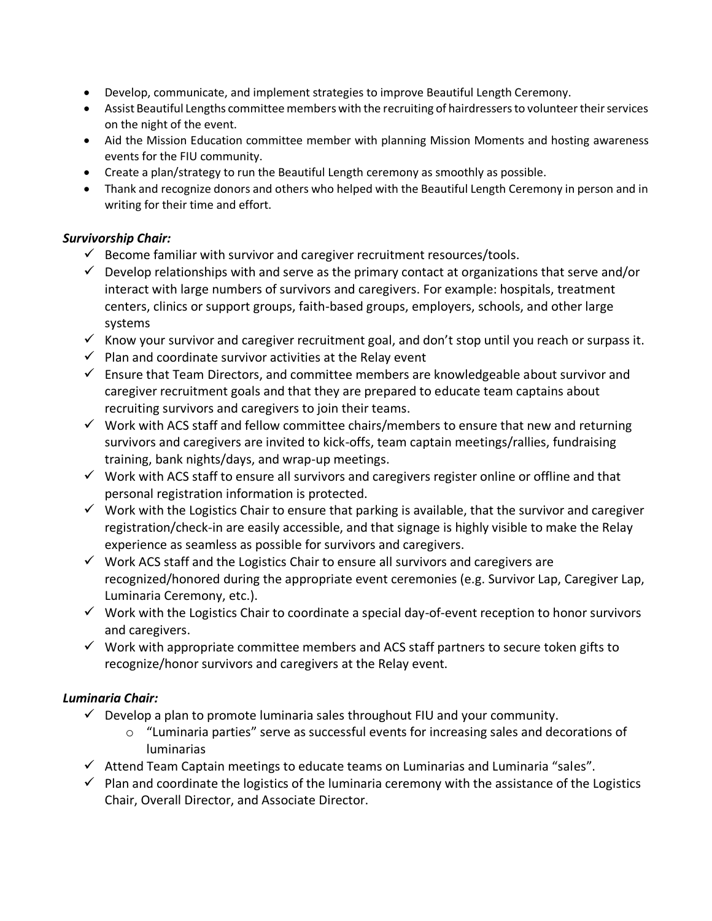- Develop, communicate, and implement strategies to improve Beautiful Length Ceremony.
- Assist Beautiful Lengths committee members with the recruiting of hairdressers to volunteer their services on the night of the event.
- Aid the Mission Education committee member with planning Mission Moments and hosting awareness events for the FIU community.
- Create a plan/strategy to run the Beautiful Length ceremony as smoothly as possible.
- Thank and recognize donors and others who helped with the Beautiful Length Ceremony in person and in writing for their time and effort.

***Survivorship Chair:***

- ✓ Become familiar with survivor and caregiver recruitment resources/tools.
- ✓ Develop relationships with and serve as the primary contact at organizations that serve and/or interact with large numbers of survivors and caregivers. For example: hospitals, treatment centers, clinics or support groups, faith-based groups, employers, schools, and other large systems
- ✓ Know your survivor and caregiver recruitment goal, and don't stop until you reach or surpass it.
- ✓ Plan and coordinate survivor activities at the Relay event
- ✓ Ensure that Team Directors, and committee members are knowledgeable about survivor and caregiver recruitment goals and that they are prepared to educate team captains about recruiting survivors and caregivers to join their teams.
- ✓ Work with ACS staff and fellow committee chairs/members to ensure that new and returning survivors and caregivers are invited to kick-offs, team captain meetings/rallies, fundraising training, bank nights/days, and wrap-up meetings.
- ✓ Work with ACS staff to ensure all survivors and caregivers register online or offline and that personal registration information is protected.
- ✓ Work with the Logistics Chair to ensure that parking is available, that the survivor and caregiver registration/check-in are easily accessible, and that signage is highly visible to make the Relay experience as seamless as possible for survivors and caregivers.
- ✓ Work ACS staff and the Logistics Chair to ensure all survivors and caregivers are recognized/honored during the appropriate event ceremonies (e.g. Survivor Lap, Caregiver Lap, Luminaria Ceremony, etc.).
- ✓ Work with the Logistics Chair to coordinate a special day-of-event reception to honor survivors and caregivers.
- ✓ Work with appropriate committee members and ACS staff partners to secure token gifts to recognize/honor survivors and caregivers at the Relay event.

***Luminaria Chair:***

- ✓ Develop a plan to promote luminaria sales throughout FIU and your community.
  - "Luminaria parties" serve as successful events for increasing sales and decorations of luminarias
- ✓ Attend Team Captain meetings to educate teams on Luminarias and Luminaria "sales".
- ✓ Plan and coordinate the logistics of the luminaria ceremony with the assistance of the Logistics Chair, Overall Director, and Associate Director.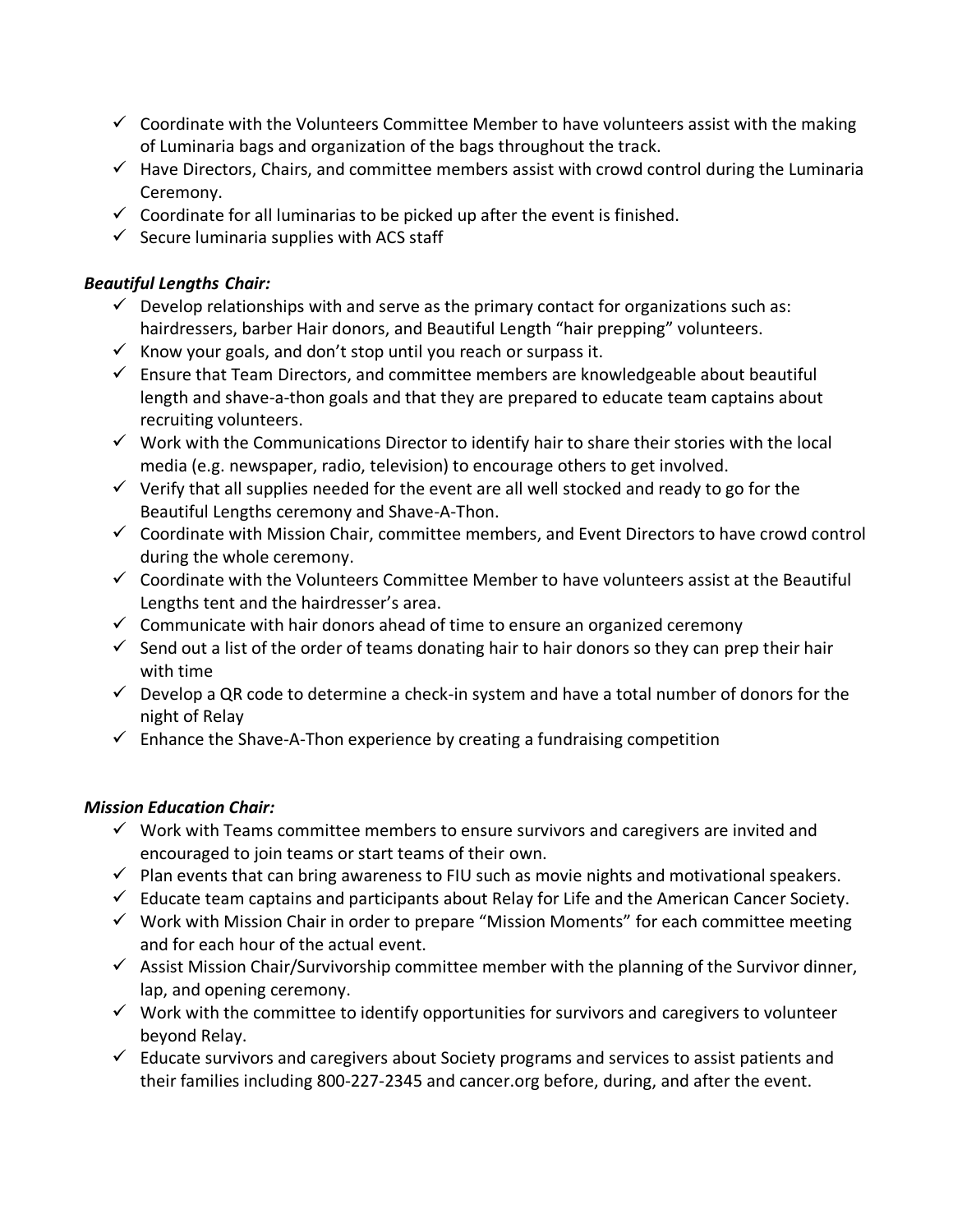- ✓ Coordinate with the Volunteers Committee Member to have volunteers assist with the making of Luminaria bags and organization of the bags throughout the track.
- ✓ Have Directors, Chairs, and committee members assist with crowd control during the Luminaria Ceremony.
- ✓ Coordinate for all luminarias to be picked up after the event is finished.
- ✓ Secure luminaria supplies with ACS staff

***Beautiful Lengths Chair:***

- ✓ Develop relationships with and serve as the primary contact for organizations such as: hairdressers, barber Hair donors, and Beautiful Length "hair prepping" volunteers.
- ✓ Know your goals, and don't stop until you reach or surpass it.
- ✓ Ensure that Team Directors, and committee members are knowledgeable about beautiful length and shave-a-thon goals and that they are prepared to educate team captains about recruiting volunteers.
- ✓ Work with the Communications Director to identify hair to share their stories with the local media (e.g. newspaper, radio, television) to encourage others to get involved.
- ✓ Verify that all supplies needed for the event are all well stocked and ready to go for the Beautiful Lengths ceremony and Shave-A-Thon.
- ✓ Coordinate with Mission Chair, committee members, and Event Directors to have crowd control during the whole ceremony.
- ✓ Coordinate with the Volunteers Committee Member to have volunteers assist at the Beautiful Lengths tent and the hairdresser's area.
- ✓ Communicate with hair donors ahead of time to ensure an organized ceremony
- ✓ Send out a list of the order of teams donating hair to hair donors so they can prep their hair with time
- ✓ Develop a QR code to determine a check-in system and have a total number of donors for the night of Relay
- ✓ Enhance the Shave-A-Thon experience by creating a fundraising competition

***Mission Education Chair:***

- ✓ Work with Teams committee members to ensure survivors and caregivers are invited and encouraged to join teams or start teams of their own.
- ✓ Plan events that can bring awareness to FIU such as movie nights and motivational speakers.
- ✓ Educate team captains and participants about Relay for Life and the American Cancer Society.
- ✓ Work with Mission Chair in order to prepare "Mission Moments" for each committee meeting and for each hour of the actual event.
- ✓ Assist Mission Chair/Survivorship committee member with the planning of the Survivor dinner, lap, and opening ceremony.
- ✓ Work with the committee to identify opportunities for survivors and caregivers to volunteer beyond Relay.
- ✓ Educate survivors and caregivers about Society programs and services to assist patients and their families including 800-227-2345 and cancer.org before, during, and after the event.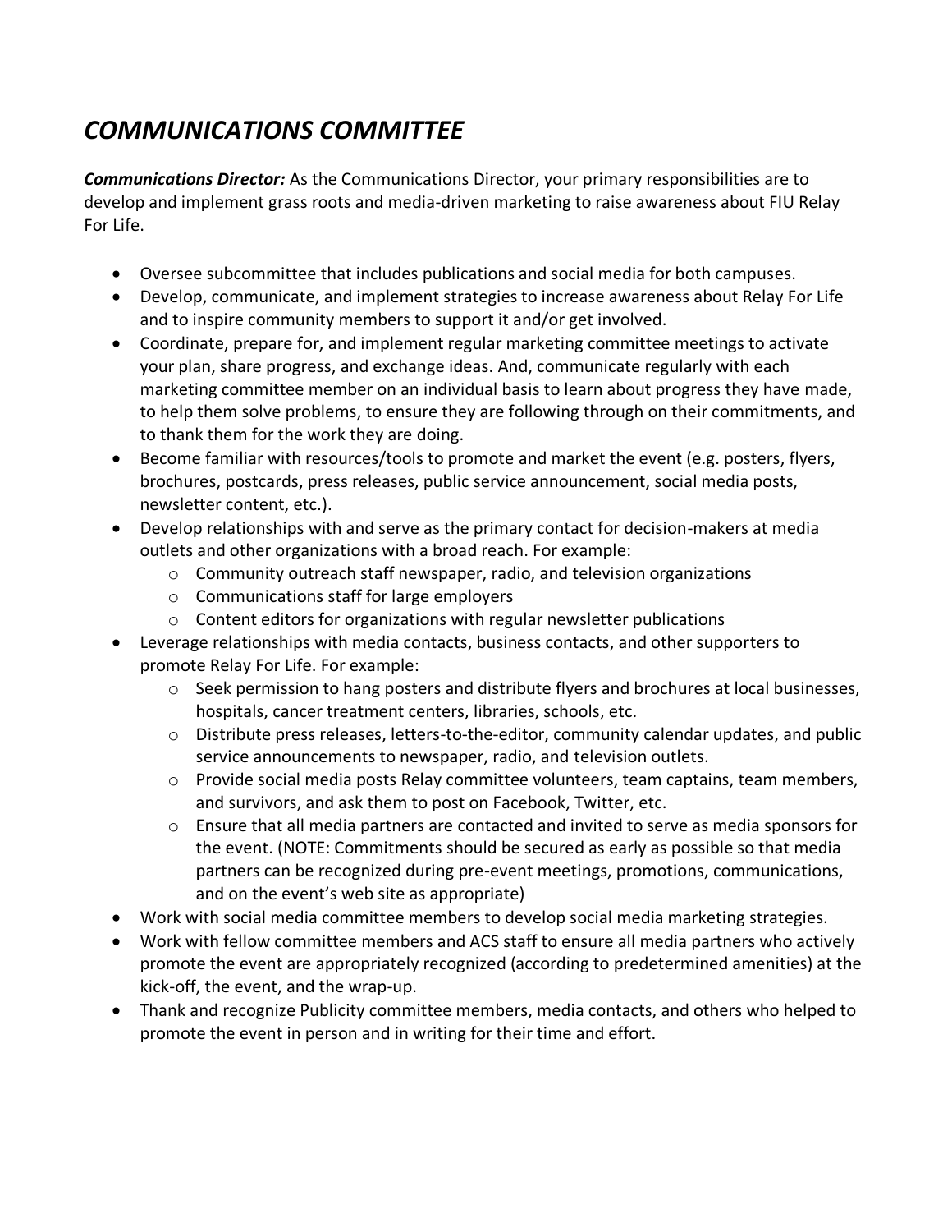# *COMMUNICATIONS COMMITTEE*

***Communications Director:*** As the Communications Director, your primary responsibilities are to develop and implement grass roots and media-driven marketing to raise awareness about FIU Relay For Life.

- Oversee subcommittee that includes publications and social media for both campuses.
- Develop, communicate, and implement strategies to increase awareness about Relay For Life and to inspire community members to support it and/or get involved.
- Coordinate, prepare for, and implement regular marketing committee meetings to activate your plan, share progress, and exchange ideas. And, communicate regularly with each marketing committee member on an individual basis to learn about progress they have made, to help them solve problems, to ensure they are following through on their commitments, and to thank them for the work they are doing.
- Become familiar with resources/tools to promote and market the event (e.g. posters, flyers, brochures, postcards, press releases, public service announcement, social media posts, newsletter content, etc.).
- Develop relationships with and serve as the primary contact for decision-makers at media outlets and other organizations with a broad reach. For example:
  - Community outreach staff newspaper, radio, and television organizations
  - Communications staff for large employers
  - Content editors for organizations with regular newsletter publications
- Leverage relationships with media contacts, business contacts, and other supporters to promote Relay For Life. For example:
  - Seek permission to hang posters and distribute flyers and brochures at local businesses, hospitals, cancer treatment centers, libraries, schools, etc.
  - Distribute press releases, letters-to-the-editor, community calendar updates, and public service announcements to newspaper, radio, and television outlets.
  - Provide social media posts Relay committee volunteers, team captains, team members, and survivors, and ask them to post on Facebook, Twitter, etc.
  - Ensure that all media partners are contacted and invited to serve as media sponsors for the event. (NOTE: Commitments should be secured as early as possible so that media partners can be recognized during pre-event meetings, promotions, communications, and on the event's web site as appropriate)
- Work with social media committee members to develop social media marketing strategies.
- Work with fellow committee members and ACS staff to ensure all media partners who actively promote the event are appropriately recognized (according to predetermined amenities) at the kick-off, the event, and the wrap-up.
- Thank and recognize Publicity committee members, media contacts, and others who helped to promote the event in person and in writing for their time and effort.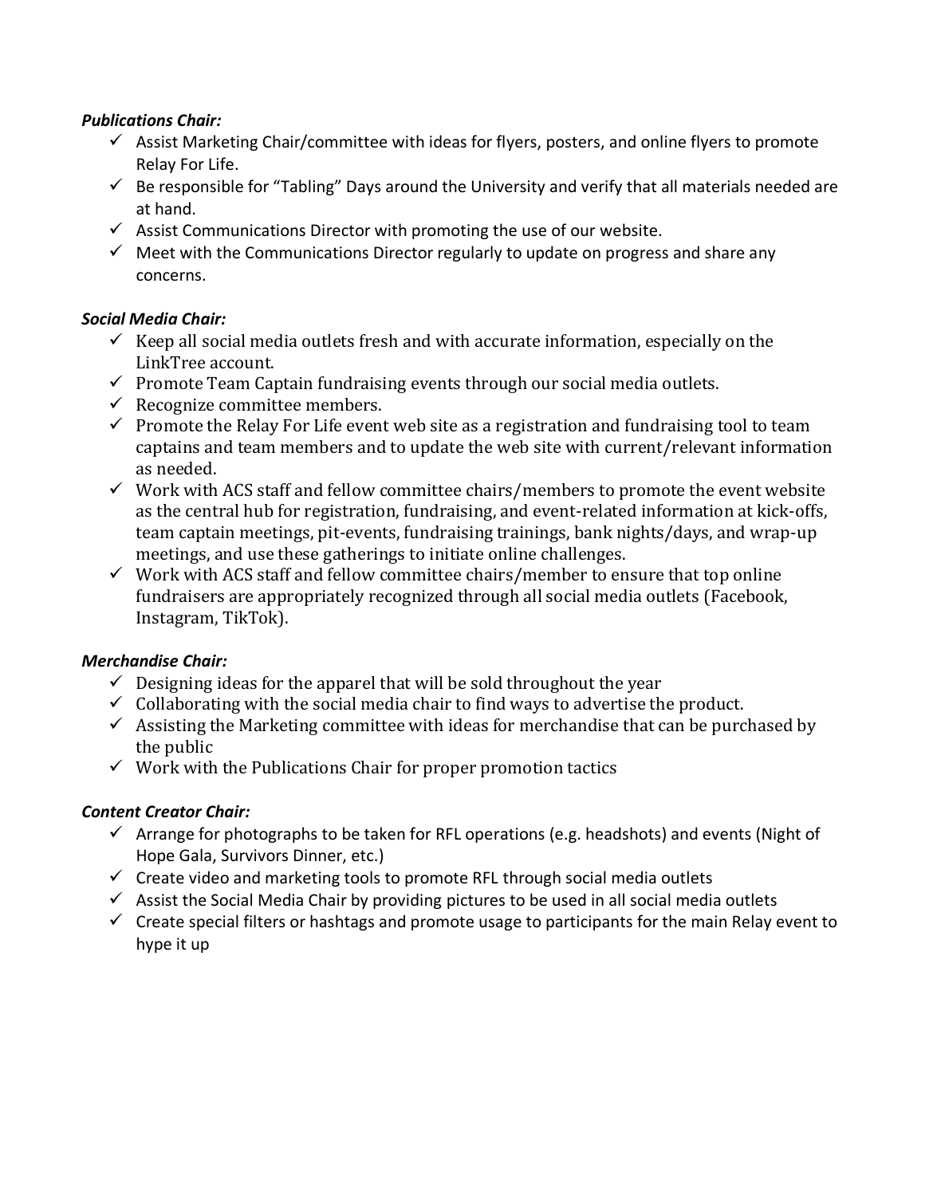***Publications Chair:***

- ✓ Assist Marketing Chair/committee with ideas for flyers, posters, and online flyers to promote Relay For Life.
- ✓ Be responsible for "Tabling" Days around the University and verify that all materials needed are at hand.
- ✓ Assist Communications Director with promoting the use of our website.
- ✓ Meet with the Communications Director regularly to update on progress and share any concerns.

***Social Media Chair:***

- ✓ Keep all social media outlets fresh and with accurate information, especially on the LinkTree account.
- ✓ Promote Team Captain fundraising events through our social media outlets.
- ✓ Recognize committee members.
- ✓ Promote the Relay For Life event web site as a registration and fundraising tool to team captains and team members and to update the web site with current/relevant information as needed.
- ✓ Work with ACS staff and fellow committee chairs/members to promote the event website as the central hub for registration, fundraising, and event-related information at kick-offs, team captain meetings, pit-events, fundraising trainings, bank nights/days, and wrap-up meetings, and use these gatherings to initiate online challenges.
- ✓ Work with ACS staff and fellow committee chairs/member to ensure that top online fundraisers are appropriately recognized through all social media outlets (Facebook, Instagram, TikTok).

***Merchandise Chair:***

- ✓ Designing ideas for the apparel that will be sold throughout the year
- ✓ Collaborating with the social media chair to find ways to advertise the product.
- ✓ Assisting the Marketing committee with ideas for merchandise that can be purchased by the public
- ✓ Work with the Publications Chair for proper promotion tactics

***Content Creator Chair:***

- ✓ Arrange for photographs to be taken for RFL operations (e.g. headshots) and events (Night of Hope Gala, Survivors Dinner, etc.)
- ✓ Create video and marketing tools to promote RFL through social media outlets
- ✓ Assist the Social Media Chair by providing pictures to be used in all social media outlets
- ✓ Create special filters or hashtags and promote usage to participants for the main Relay event to hype it up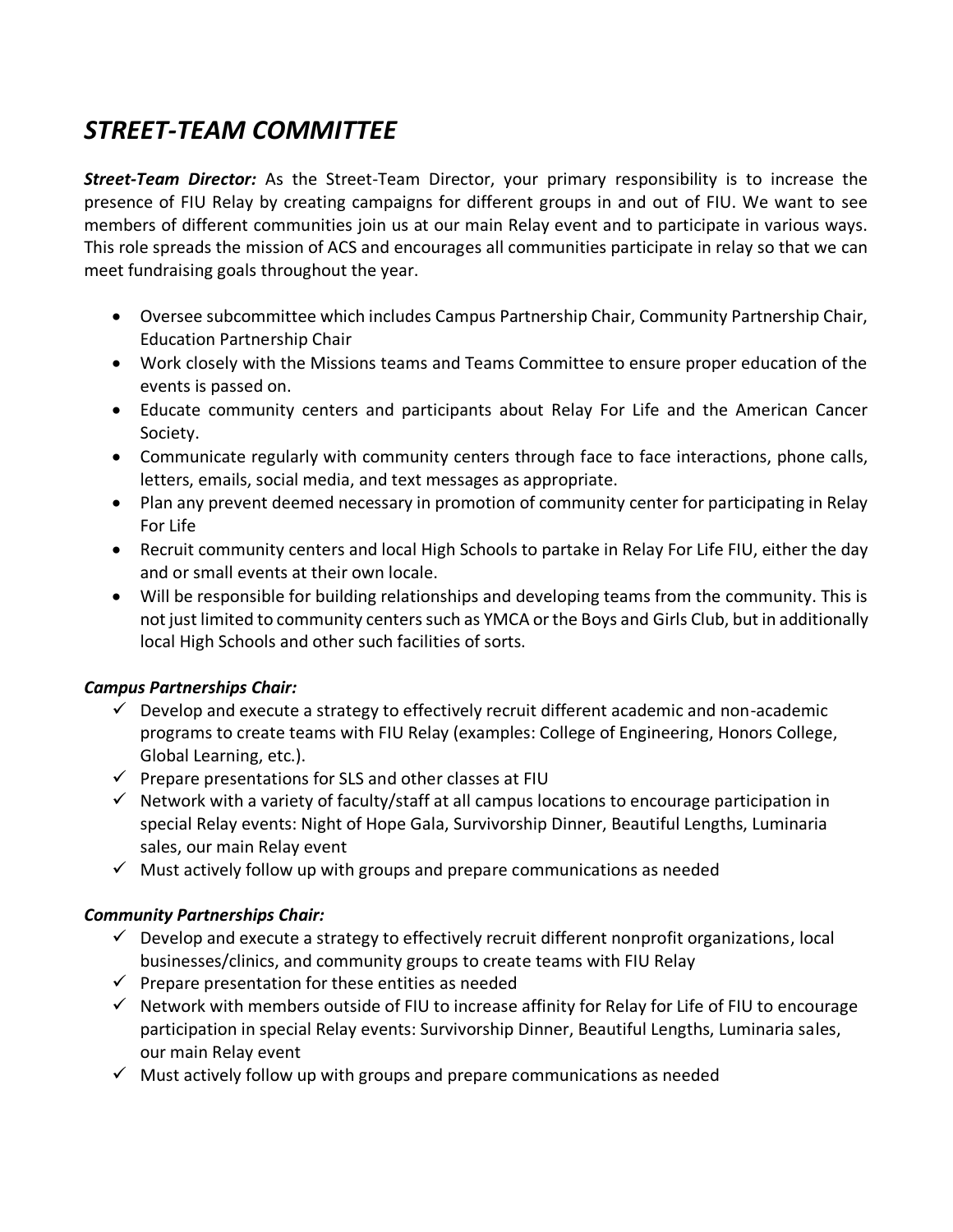# *STREET-TEAM COMMITTEE*

***Street-Team Director:*** As the Street-Team Director, your primary responsibility is to increase the presence of FIU Relay by creating campaigns for different groups in and out of FIU. We want to see members of different communities join us at our main Relay event and to participate in various ways. This role spreads the mission of ACS and encourages all communities participate in relay so that we can meet fundraising goals throughout the year.

- Oversee subcommittee which includes Campus Partnership Chair, Community Partnership Chair, Education Partnership Chair
- Work closely with the Missions teams and Teams Committee to ensure proper education of the events is passed on.
- Educate community centers and participants about Relay For Life and the American Cancer Society.
- Communicate regularly with community centers through face to face interactions, phone calls, letters, emails, social media, and text messages as appropriate.
- Plan any prevent deemed necessary in promotion of community center for participating in Relay For Life
- Recruit community centers and local High Schools to partake in Relay For Life FIU, either the day and or small events at their own locale.
- Will be responsible for building relationships and developing teams from the community. This is not just limited to community centers such as YMCA or the Boys and Girls Club, but in additionally local High Schools and other such facilities of sorts.

***Campus Partnerships Chair:***

- ✓ Develop and execute a strategy to effectively recruit different academic and non-academic programs to create teams with FIU Relay (examples: College of Engineering, Honors College, Global Learning, etc.).
- ✓ Prepare presentations for SLS and other classes at FIU
- ✓ Network with a variety of faculty/staff at all campus locations to encourage participation in special Relay events: Night of Hope Gala, Survivorship Dinner, Beautiful Lengths, Luminaria sales, our main Relay event
- ✓ Must actively follow up with groups and prepare communications as needed

***Community Partnerships Chair:***

- ✓ Develop and execute a strategy to effectively recruit different nonprofit organizations, local businesses/clinics, and community groups to create teams with FIU Relay
- ✓ Prepare presentation for these entities as needed
- ✓ Network with members outside of FIU to increase affinity for Relay for Life of FIU to encourage participation in special Relay events: Survivorship Dinner, Beautiful Lengths, Luminaria sales, our main Relay event
- ✓ Must actively follow up with groups and prepare communications as needed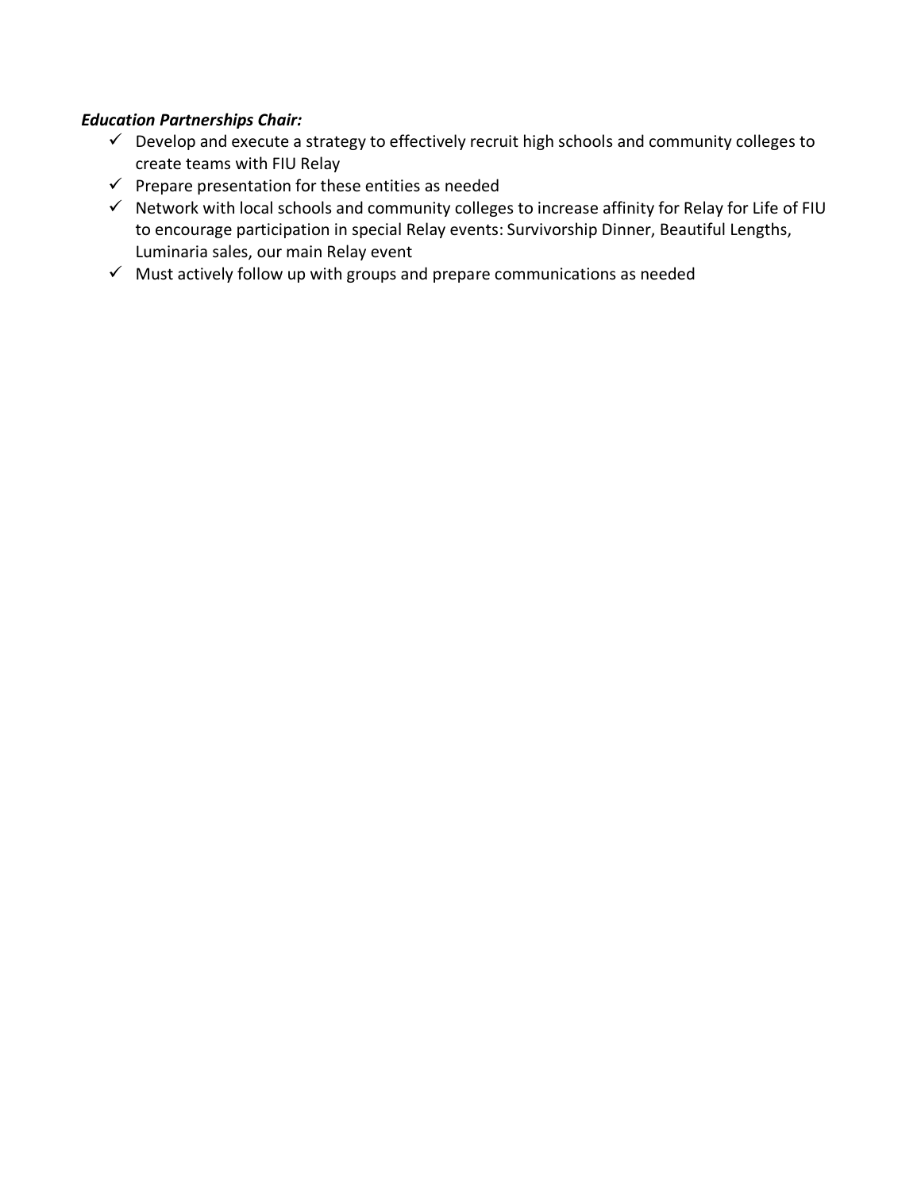***Education Partnerships Chair:***

- ✓ Develop and execute a strategy to effectively recruit high schools and community colleges to create teams with FIU Relay
- ✓ Prepare presentation for these entities as needed
- ✓ Network with local schools and community colleges to increase affinity for Relay for Life of FIU to encourage participation in special Relay events: Survivorship Dinner, Beautiful Lengths, Luminaria sales, our main Relay event
- ✓ Must actively follow up with groups and prepare communications as needed